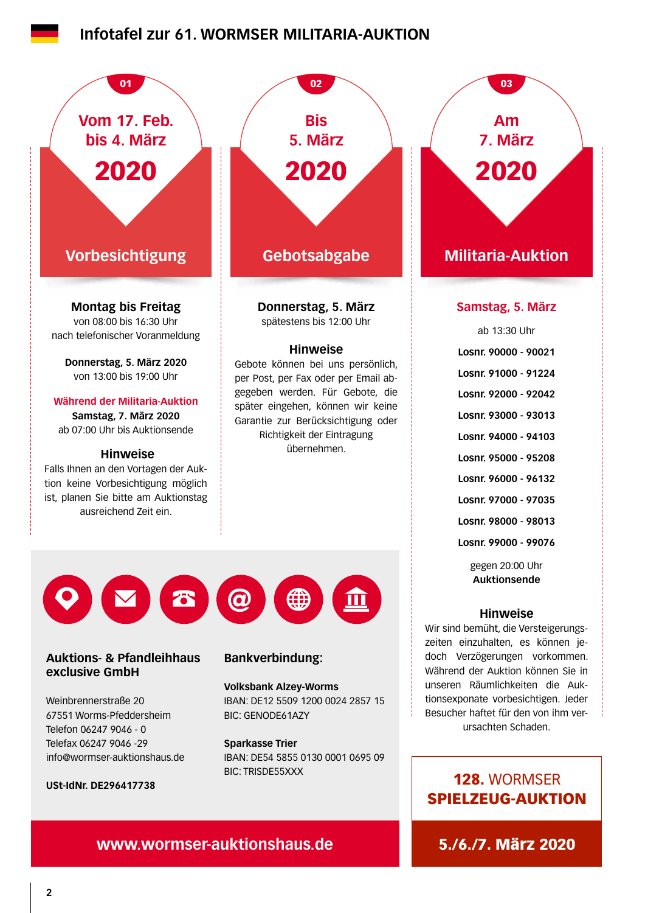# Infotafel zur 61. WORMSER MILITARIA-AUKTION

## 01 — Vom 17. Feb. bis 4. März 2020

### Vorbesichtigung

**Montag bis Freitag**
von 08:00 bis 16:30 Uhr
nach telefonischer Voranmeldung

**Donnerstag, 5. März 2020**
von 13:00 bis 19:00 Uhr

**Während der Militaria-Auktion**
**Samstag, 7. März 2020**
ab 07:00 Uhr bis Auktionsende

**Hinweise**

Falls Ihnen an den Vortagen der Auktion keine Vorbesichtigung möglich ist, planen Sie bitte am Auktionstag ausreichend Zeit ein.

## 02 — Bis 5. März 2020

### Gebotsabgabe

**Donnerstag, 5. März**
spätestens bis 12:00 Uhr

**Hinweise**

Gebote können bei uns persönlich, per Post, per Fax oder per Email abgegeben werden. Für Gebote, die später eingehen, können wir keine Garantie zur Berücksichtigung oder Richtigkeit der Eintragung übernehmen.

## 03 — Am 7. März 2020

### Militaria-Auktion

**Samstag, 5. März**

ab 13:30 Uhr

**Losnr. 90000 - 90021**
**Losnr. 91000 - 91224**
**Losnr. 92000 - 92042**
**Losnr. 93000 - 93013**
**Losnr. 94000 - 94103**
**Losnr. 95000 - 95208**
**Losnr. 96000 - 96132**
**Losnr. 97000 - 97035**
**Losnr. 98000 - 98013**
**Losnr. 99000 - 99076**

gegen 20:00 Uhr
**Auktionsende**

**Hinweise**

Wir sind bemüht, die Versteigerungszeiten einzuhalten, es können jedoch Verzögerungen vorkommen. Während der Auktion können Sie in unseren Räumlichkeiten die Auktionsexponate vorbesichtigen. Jeder Besucher haftet für den von ihm verursachten Schaden.

---

**Auktions- & Pfandleihhaus exclusive GmbH**

Weinbrennerstraße 20
67551 Worms-Pfeddersheim
Telefon 06247 9046 - 0
Telefax 06247 9046 -29
info@wormser-auktionshaus.de

**USt-IdNr. DE296417738**

**Bankverbindung:**

**Volksbank Alzey-Worms**
IBAN: DE12 5509 1200 0024 2857 15
BIC: GENODE61AZY

**Sparkasse Trier**
IBAN: DE54 5855 0130 0001 0695 09
BIC: TRISDE55XXX

**www.wormser-auktionshaus.de**

**128.** WORMSER **SPIELZEUG-AUKTION**

**5./6./7. März 2020**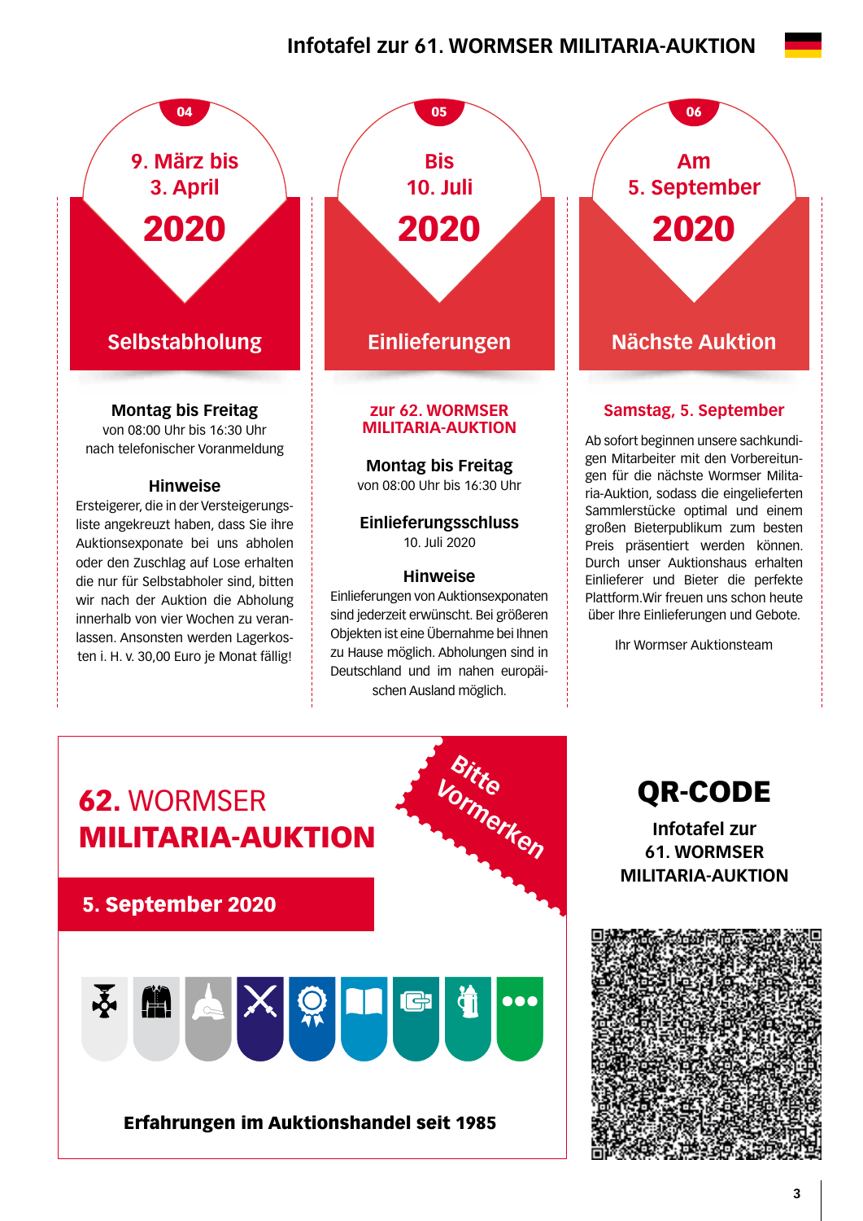# Infotafel zur 61. WORMSER MILITARIA-AUKTION

## 04

**9. März bis 3. April 2020**

### Selbstabholung

**Montag bis Freitag**
von 08:00 Uhr bis 16:30 Uhr
nach telefonischer Voranmeldung

**Hinweise**

Ersteigerer, die in der Versteigerungsliste angekreuzt haben, dass Sie ihre Auktionsexponate bei uns abholen oder den Zuschlag auf Lose erhalten die nur für Selbstabholer sind, bitten wir nach der Auktion die Abholung innerhalb von vier Wochen zu veranlassen. Ansonsten werden Lagerkosten i. H. v. 30,00 Euro je Monat fällig!

## 05

**Bis 10. Juli 2020**

### Einlieferungen

**zur 62. WORMSER MILITARIA-AUKTION**

**Montag bis Freitag**
von 08:00 Uhr bis 16:30 Uhr

**Einlieferungsschluss**
10. Juli 2020

**Hinweise**

Einlieferungen von Auktionsexponaten sind jederzeit erwünscht. Bei größeren Objekten ist eine Übernahme bei Ihnen zu Hause möglich. Abholungen sind in Deutschland und im nahen europäischen Ausland möglich.

## 06

**Am 5. September 2020**

### Nächste Auktion

**Samstag, 5. September**

Ab sofort beginnen unsere sachkundigen Mitarbeiter mit den Vorbereitungen für die nächste Wormser Militaria-Auktion, sodass die eingelieferten Sammlerstücke optimal und einem großen Bieterpublikum zum besten Preis präsentiert werden können. Durch unser Auktionshaus erhalten Einlieferer und Bieter die perfekte Plattform.Wir freuen uns schon heute über Ihre Einlieferungen und Gebote.

Ihr Wormser Auktionsteam

---

## 62. WORMSER MILITARIA-AUKTION

Bitte Vormerken

**5. September 2020**

**Erfahrungen im Auktionshandel seit 1985**

---

## QR-CODE

**Infotafel zur 61. WORMSER MILITARIA-AUKTION**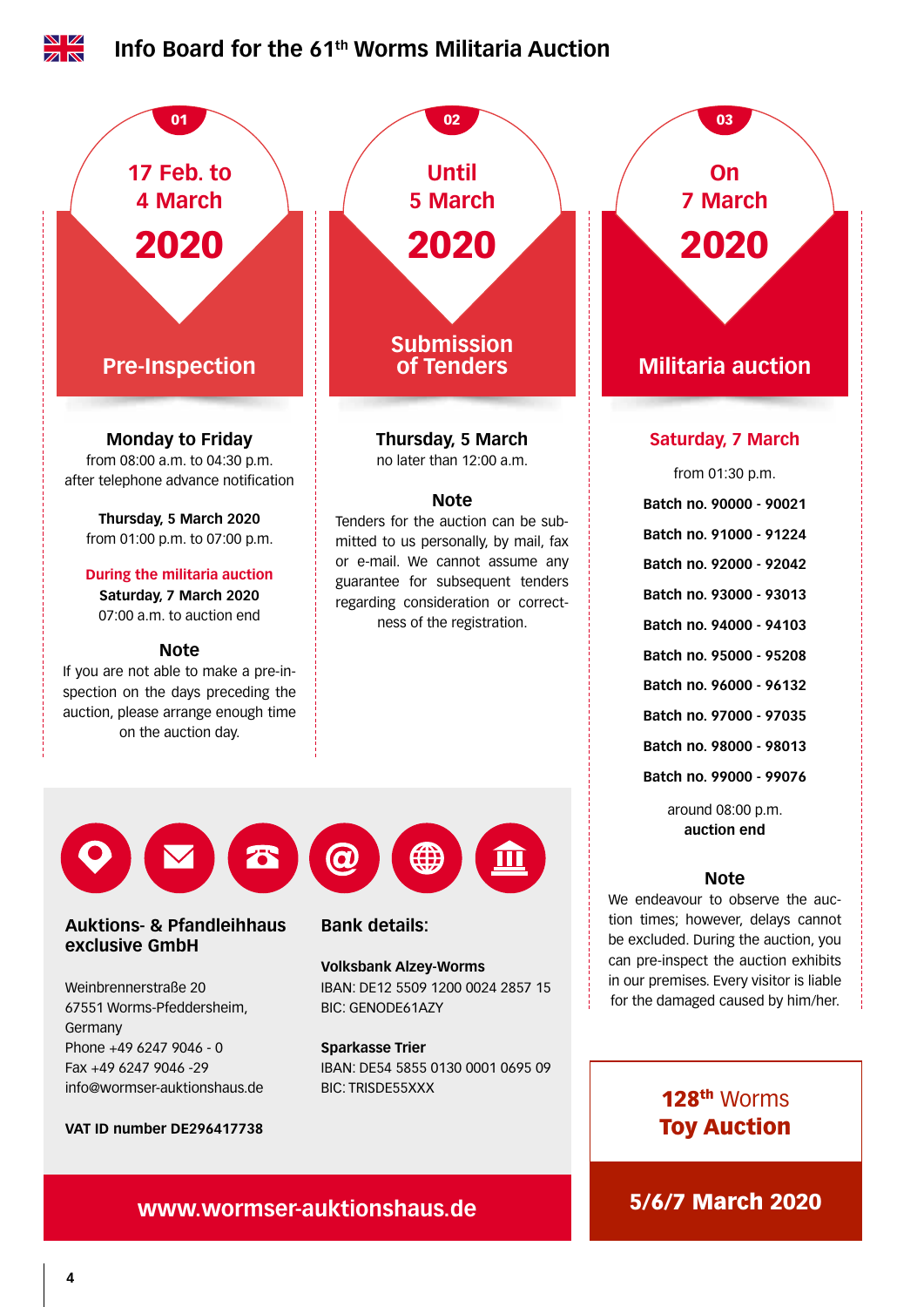# Info Board for the 61th Worms Militaria Auction

## 01 — 17 Feb. to 4 March 2020 — Pre-Inspection

**Monday to Friday**
from 08:00 a.m. to 04:30 p.m.
after telephone advance notification

**Thursday, 5 March 2020**
from 01:00 p.m. to 07:00 p.m.

**During the militaria auction**
**Saturday, 7 March 2020**
07:00 a.m. to auction end

### Note

If you are not able to make a pre-inspection on the days preceding the auction, please arrange enough time on the auction day.

## 02 — Until 5 March 2020 — Submission of Tenders

**Thursday, 5 March**
no later than 12:00 a.m.

### Note

Tenders for the auction can be submitted to us personally, by mail, fax or e-mail. We cannot assume any guarantee for subsequent tenders regarding consideration or correctness of the registration.

## 03 — On 7 March 2020 — Militaria auction

**Saturday, 7 March**

from 01:30 p.m.

**Batch no. 90000 - 90021**

**Batch no. 91000 - 91224**

**Batch no. 92000 - 92042**

**Batch no. 93000 - 93013**

**Batch no. 94000 - 94103**

**Batch no. 95000 - 95208**

**Batch no. 96000 - 96132**

**Batch no. 97000 - 97035**

**Batch no. 98000 - 98013**

**Batch no. 99000 - 99076**

around 08:00 p.m.
**auction end**

### Note

We endeavour to observe the auction times; however, delays cannot be excluded. During the auction, you can pre-inspect the auction exhibits in our premises. Every visitor is liable for the damaged caused by him/her.

---

**Auktions- & Pfandleihhaus exclusive GmbH**

Weinbrennerstraße 20
67551 Worms-Pfeddersheim,
Germany
Phone +49 6247 9046 - 0
Fax +49 6247 9046 -29
info@wormser-auktionshaus.de

**VAT ID number DE296417738**

**Bank details:**

**Volksbank Alzey-Worms**
IBAN: DE12 5509 1200 0024 2857 15
BIC: GENODE61AZY

**Sparkasse Trier**
IBAN: DE54 5855 0130 0001 0695 09
BIC: TRISDE55XXX

**www.wormser-auktionshaus.de**

---

**128th Worms Toy Auction**

**5/6/7 March 2020**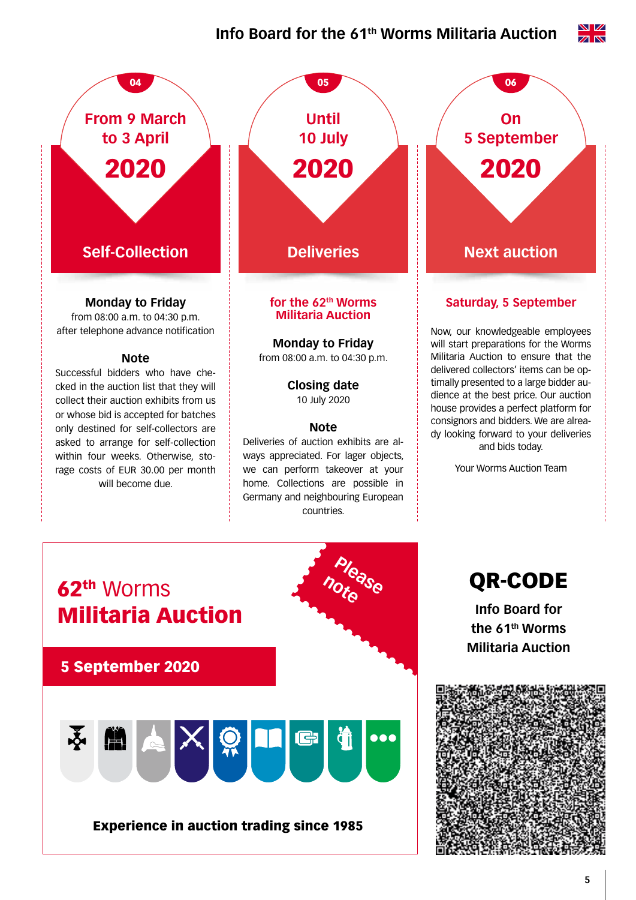# Info Board for the 61th Worms Militaria Auction

## 04

**From 9 March to 3 April**

**2020**

### Self-Collection

**Monday to Friday**
from 08:00 a.m. to 04:30 p.m.
after telephone advance notification

**Note**
Successful bidders who have checked in the auction list that they will collect their auction exhibits from us or whose bid is accepted for batches only destined for self-collectors are asked to arrange for self-collection within four weeks. Otherwise, storage costs of EUR 30.00 per month will become due.

## 05

**Until 10 July**

**2020**

### Deliveries

**for the 62th Worms Militaria Auction**

**Monday to Friday**
from 08:00 a.m. to 04:30 p.m.

**Closing date**
10 July 2020

**Note**
Deliveries of auction exhibits are always appreciated. For lager objects, we can perform takeover at your home. Collections are possible in Germany and neighbouring European countries.

## 06

**On 5 September**

**2020**

### Next auction

**Saturday, 5 September**

Now, our knowledgeable employees will start preparations for the Worms Militaria Auction to ensure that the delivered collectors' items can be optimally presented to a large bidder audience at the best price. Our auction house provides a perfect platform for consignors and bidders. We are already looking forward to your deliveries and bids today.

Your Worms Auction Team

---

Please note

## 62th Worms Militaria Auction

**5 September 2020**

**Experience in auction trading since 1985**

## QR-CODE

**Info Board for the 61th Worms Militaria Auction**